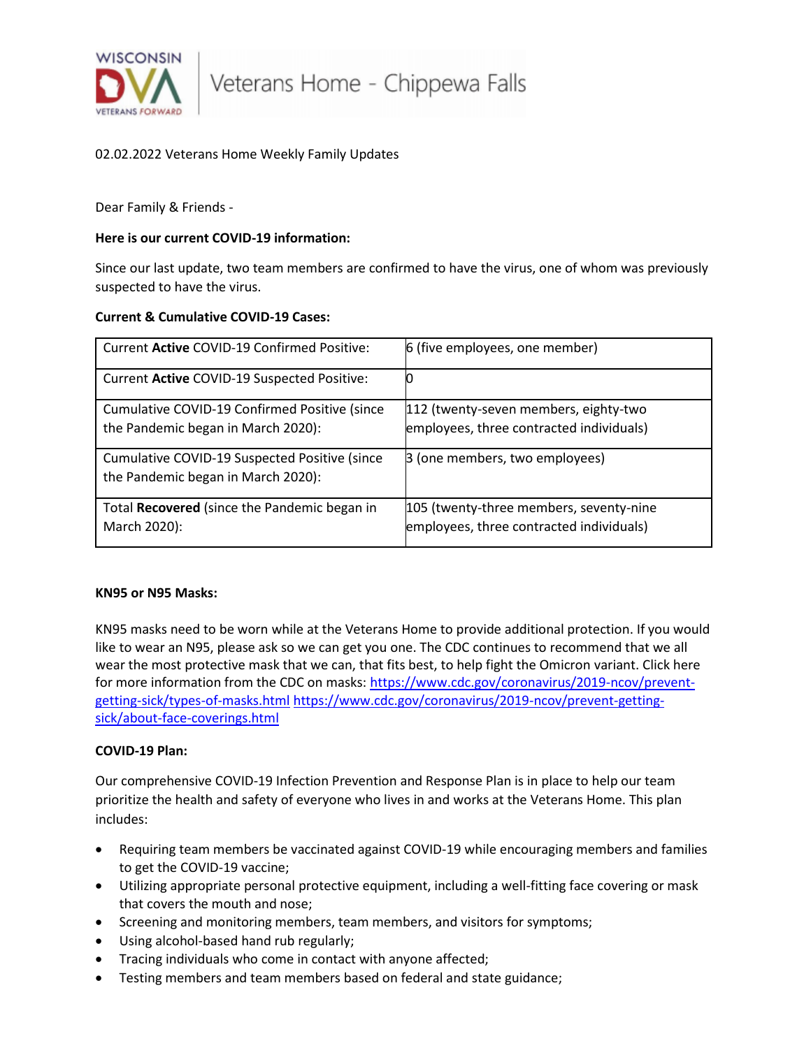Veterans Home - Chippewa Falls

02.02.2022 Veterans Home Weekly Family Updates

Dear Family & Friends -

**Here is our current COVID-19 information:**

Since our last update, two team members are confirmed to have the virus, one of whom was previously suspected to have the virus.

**Current & Cumulative COVID-19 Cases:**

| | |
|---|---|
| Current **Active** COVID-19 Confirmed Positive: | 6 (five employees, one member) |
| Current **Active** COVID-19 Suspected Positive: | 0 |
| Cumulative COVID-19 Confirmed Positive (since the Pandemic began in March 2020): | 112 (twenty-seven members, eighty-two employees, three contracted individuals) |
| Cumulative COVID-19 Suspected Positive (since the Pandemic began in March 2020): | 3 (one members, two employees) |
| Total **Recovered** (since the Pandemic began in March 2020): | 105 (twenty-three members, seventy-nine employees, three contracted individuals) |

**KN95 or N95 Masks:**

KN95 masks need to be worn while at the Veterans Home to provide additional protection. If you would like to wear an N95, please ask so we can get you one. The CDC continues to recommend that we all wear the most protective mask that we can, that fits best, to help fight the Omicron variant. Click here for more information from the CDC on masks: https://www.cdc.gov/coronavirus/2019-ncov/prevent-getting-sick/types-of-masks.html https://www.cdc.gov/coronavirus/2019-ncov/prevent-getting-sick/about-face-coverings.html

**COVID-19 Plan:**

Our comprehensive COVID-19 Infection Prevention and Response Plan is in place to help our team prioritize the health and safety of everyone who lives in and works at the Veterans Home. This plan includes:

- Requiring team members be vaccinated against COVID-19 while encouraging members and families to get the COVID-19 vaccine;
- Utilizing appropriate personal protective equipment, including a well-fitting face covering or mask that covers the mouth and nose;
- Screening and monitoring members, team members, and visitors for symptoms;
- Using alcohol-based hand rub regularly;
- Tracing individuals who come in contact with anyone affected;
- Testing members and team members based on federal and state guidance;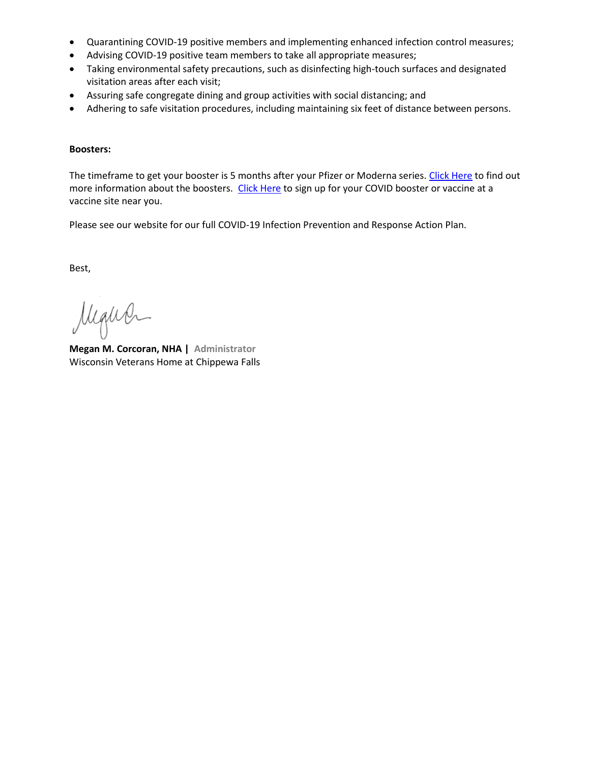- Quarantining COVID-19 positive members and implementing enhanced infection control measures;
- Advising COVID-19 positive team members to take all appropriate measures;
- Taking environmental safety precautions, such as disinfecting high-touch surfaces and designated visitation areas after each visit;
- Assuring safe congregate dining and group activities with social distancing; and
- Adhering to safe visitation procedures, including maintaining six feet of distance between persons.

**Boosters:**

The timeframe to get your booster is 5 months after your Pfizer or Moderna series. Click Here to find out more information about the boosters. Click Here to sign up for your COVID booster or vaccine at a vaccine site near you.

Please see our website for our full COVID-19 Infection Prevention and Response Action Plan.

Best,

**Megan M. Corcoran, NHA |** Administrator
Wisconsin Veterans Home at Chippewa Falls